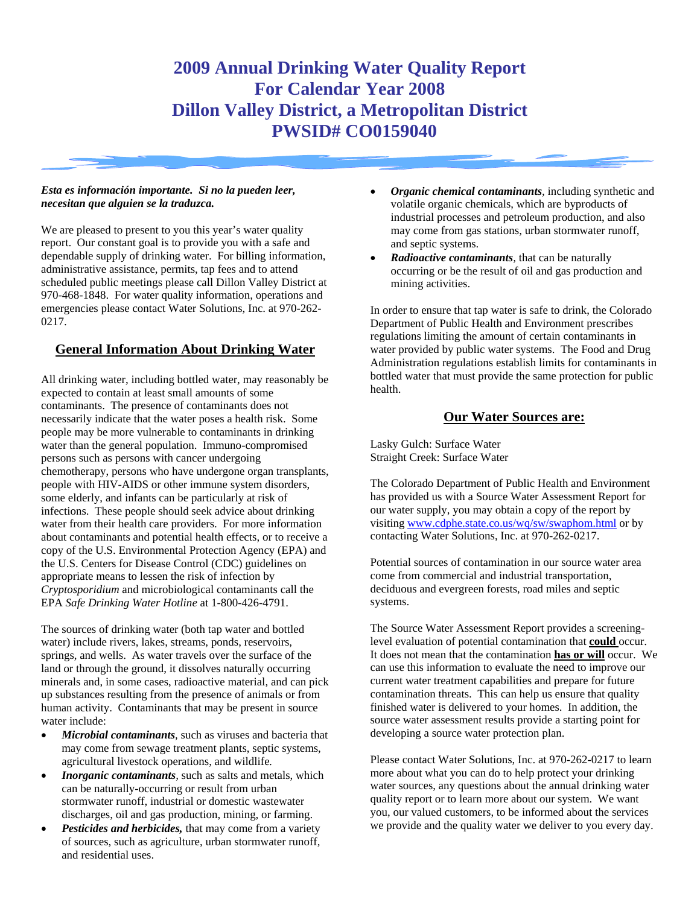# 2009 Annual Drinking Water Quality Report
# For Calendar Year 2008
# Dillon Valley District, a Metropolitan District
# PWSID# CO0159040

***Esta es información importante. Si no la pueden leer, necesitan que alguien se la traduzca.***

We are pleased to present to you this year's water quality report. Our constant goal is to provide you with a safe and dependable supply of drinking water. For billing information, administrative assistance, permits, tap fees and to attend scheduled public meetings please call Dillon Valley District at 970-468-1848. For water quality information, operations and emergencies please contact Water Solutions, Inc. at 970-262-0217.

## General Information About Drinking Water

All drinking water, including bottled water, may reasonably be expected to contain at least small amounts of some contaminants. The presence of contaminants does not necessarily indicate that the water poses a health risk. Some people may be more vulnerable to contaminants in drinking water than the general population. Immuno-compromised persons such as persons with cancer undergoing chemotherapy, persons who have undergone organ transplants, people with HIV-AIDS or other immune system disorders, some elderly, and infants can be particularly at risk of infections. These people should seek advice about drinking water from their health care providers. For more information about contaminants and potential health effects, or to receive a copy of the U.S. Environmental Protection Agency (EPA) and the U.S. Centers for Disease Control (CDC) guidelines on appropriate means to lessen the risk of infection by *Cryptosporidium* and microbiological contaminants call the EPA *Safe Drinking Water Hotline* at 1-800-426-4791.

The sources of drinking water (both tap water and bottled water) include rivers, lakes, streams, ponds, reservoirs, springs, and wells. As water travels over the surface of the land or through the ground, it dissolves naturally occurring minerals and, in some cases, radioactive material, and can pick up substances resulting from the presence of animals or from human activity. Contaminants that may be present in source water include:

- ***Microbial contaminants****,* such as viruses and bacteria that may come from sewage treatment plants, septic systems, agricultural livestock operations, and wildlife*.*
- ***Inorganic contaminants****,* such as salts and metals, which can be naturally-occurring or result from urban stormwater runoff, industrial or domestic wastewater discharges, oil and gas production, mining, or farming.
- ***Pesticides and herbicides,*** that may come from a variety of sources, such as agriculture, urban stormwater runoff, and residential uses.
- ***Organic chemical contaminants****,* including synthetic and volatile organic chemicals, which are byproducts of industrial processes and petroleum production, and also may come from gas stations, urban stormwater runoff, and septic systems.
- ***Radioactive contaminants****,* that can be naturally occurring or be the result of oil and gas production and mining activities.

In order to ensure that tap water is safe to drink, the Colorado Department of Public Health and Environment prescribes regulations limiting the amount of certain contaminants in water provided by public water systems. The Food and Drug Administration regulations establish limits for contaminants in bottled water that must provide the same protection for public health.

## Our Water Sources are:

Lasky Gulch: Surface Water
Straight Creek: Surface Water

The Colorado Department of Public Health and Environment has provided us with a Source Water Assessment Report for our water supply, you may obtain a copy of the report by visiting www.cdphe.state.co.us/wq/sw/swaphom.html or by contacting Water Solutions, Inc. at 970-262-0217.

Potential sources of contamination in our source water area come from commercial and industrial transportation, deciduous and evergreen forests, road miles and septic systems.

The Source Water Assessment Report provides a screening-level evaluation of potential contamination that **could** occur. It does not mean that the contamination **has or will** occur. We can use this information to evaluate the need to improve our current water treatment capabilities and prepare for future contamination threats. This can help us ensure that quality finished water is delivered to your homes. In addition, the source water assessment results provide a starting point for developing a source water protection plan.

Please contact Water Solutions, Inc. at 970-262-0217 to learn more about what you can do to help protect your drinking water sources, any questions about the annual drinking water quality report or to learn more about our system. We want you, our valued customers, to be informed about the services we provide and the quality water we deliver to you every day.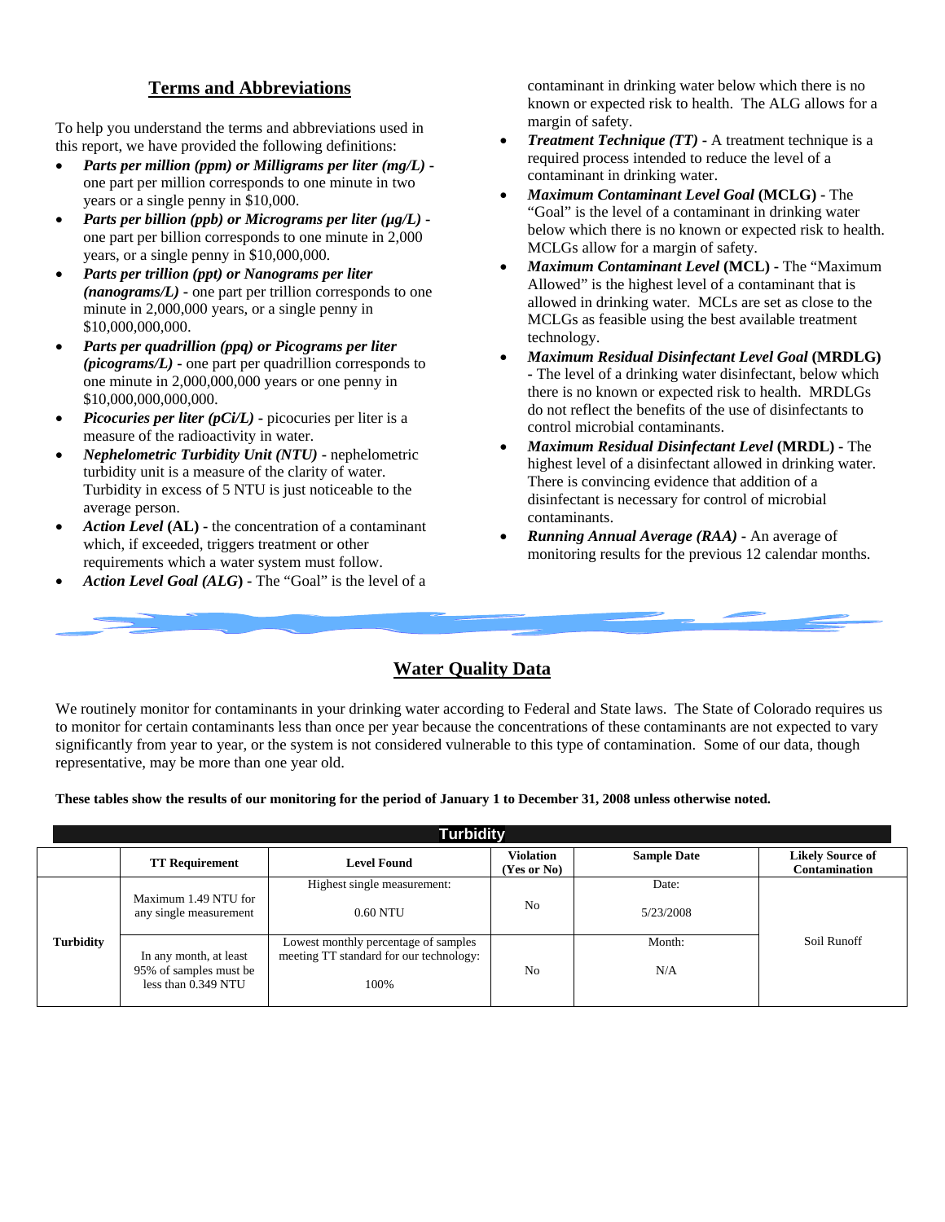## Terms and Abbreviations

To help you understand the terms and abbreviations used in this report, we have provided the following definitions:

- ***Parts per million (ppm) or Milligrams per liter (mg/L)*** **-** one part per million corresponds to one minute in two years or a single penny in $10,000.
- ***Parts per billion (ppb) or Micrograms per liter (µg/L)*** **-** one part per billion corresponds to one minute in 2,000 years, or a single penny in $10,000,000.
- ***Parts per trillion (ppt) or Nanograms per liter (nanograms/L)*** **-** one part per trillion corresponds to one minute in 2,000,000 years, or a single penny in $10,000,000,000.
- ***Parts per quadrillion (ppq) or Picograms per liter (picograms/L)*** **-** one part per quadrillion corresponds to one minute in 2,000,000,000 years or one penny in $10,000,000,000,000.
- ***Picocuries per liter (pCi/L)*** **-** picocuries per liter is a measure of the radioactivity in water.
- ***Nephelometric Turbidity Unit (NTU)*** **-** nephelometric turbidity unit is a measure of the clarity of water. Turbidity in excess of 5 NTU is just noticeable to the average person.
- ***Action Level*** **(AL) -** the concentration of a contaminant which, if exceeded, triggers treatment or other requirements which a water system must follow.
- ***Action Level Goal (ALG***) **-** The "Goal" is the level of a contaminant in drinking water below which there is no known or expected risk to health. The ALG allows for a margin of safety.
- ***Treatment Technique (TT)*** **-** A treatment technique is a required process intended to reduce the level of a contaminant in drinking water.
- ***Maximum Contaminant Level Goal*** **(MCLG) -** The "Goal" is the level of a contaminant in drinking water below which there is no known or expected risk to health. MCLGs allow for a margin of safety.
- ***Maximum Contaminant Level*** **(MCL) -** The "Maximum Allowed" is the highest level of a contaminant that is allowed in drinking water. MCLs are set as close to the MCLGs as feasible using the best available treatment technology.
- ***Maximum Residual Disinfectant Level Goal*** **(MRDLG) -** The level of a drinking water disinfectant, below which there is no known or expected risk to health. MRDLGs do not reflect the benefits of the use of disinfectants to control microbial contaminants.
- ***Maximum Residual Disinfectant Level*** **(MRDL) -** The highest level of a disinfectant allowed in drinking water. There is convincing evidence that addition of a disinfectant is necessary for control of microbial contaminants.
- ***Running Annual Average (RAA)*** **-** An average of monitoring results for the previous 12 calendar months.

## Water Quality Data

We routinely monitor for contaminants in your drinking water according to Federal and State laws. The State of Colorado requires us to monitor for certain contaminants less than once per year because the concentrations of these contaminants are not expected to vary significantly from year to year, or the system is not considered vulnerable to this type of contamination. Some of our data, though representative, may be more than one year old.

**These tables show the results of our monitoring for the period of January 1 to December 31, 2008 unless otherwise noted.**

**Turbidity**

| | TT Requirement | Level Found | Violation (Yes or No) | Sample Date | Likely Source of Contamination |
|---|---|---|---|---|---|
| **Turbidity** | Maximum 1.49 NTU for any single measurement | Highest single measurement: 0.60 NTU | No | Date: 5/23/2008 | Soil Runoff |
| | In any month, at least 95% of samples must be less than 0.349 NTU | Lowest monthly percentage of samples meeting TT standard for our technology: 100% | No | Month: N/A | |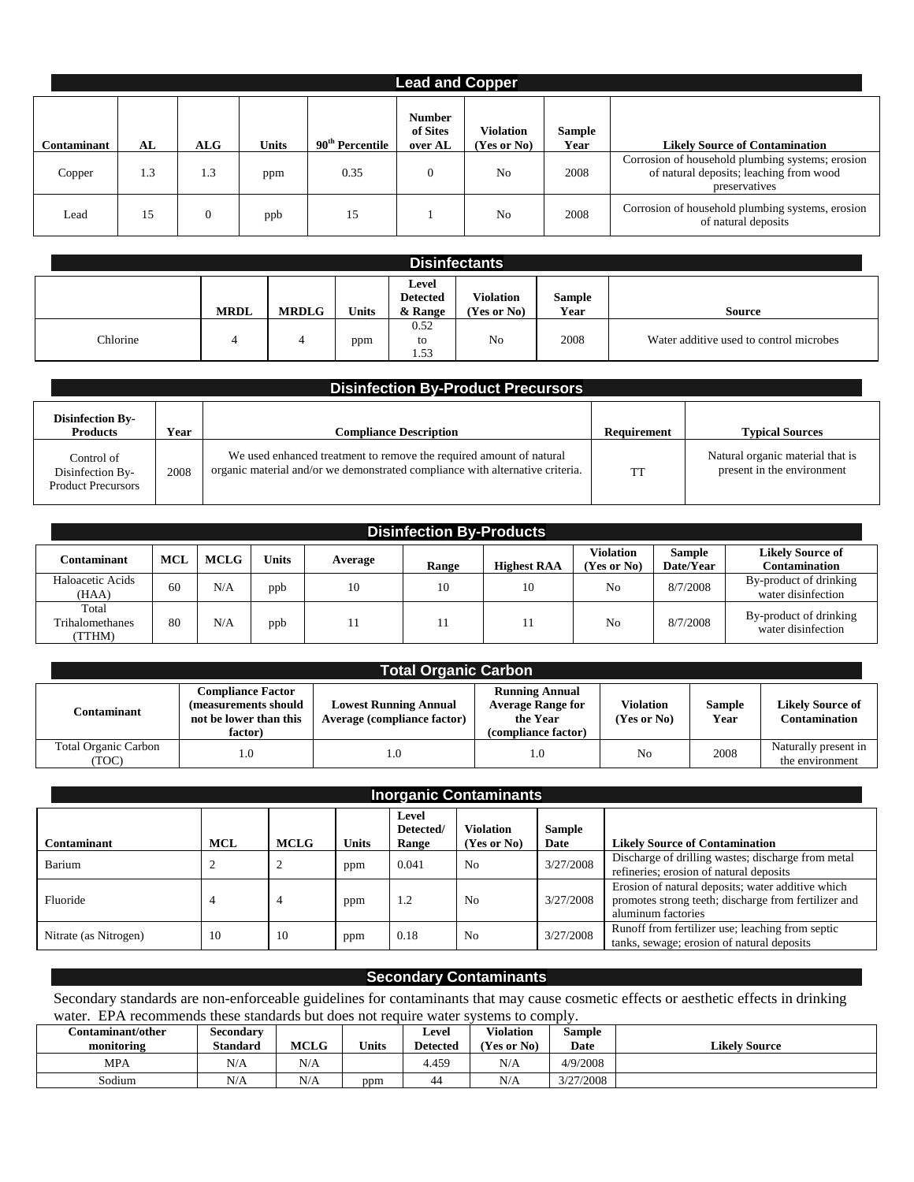## Lead and Copper

| Contaminant | AL | ALG | Units | 90th Percentile | Number of Sites over AL | Violation (Yes or No) | Sample Year | Likely Source of Contamination |
|---|---|---|---|---|---|---|---|---|
| Copper | 1.3 | 1.3 | ppm | 0.35 | 0 | No | 2008 | Corrosion of household plumbing systems; erosion of natural deposits; leaching from wood preservatives |
| Lead | 15 | 0 | ppb | 15 | 1 | No | 2008 | Corrosion of household plumbing systems, erosion of natural deposits |

## Disinfectants

| | MRDL | MRDLG | Units | Level Detected & Range | Violation (Yes or No) | Sample Year | Source |
|---|---|---|---|---|---|---|---|
| Chlorine | 4 | 4 | ppm | 0.52 to 1.53 | No | 2008 | Water additive used to control microbes |

## Disinfection By-Product Precursors

| Disinfection By-Products | Year | Compliance Description | Requirement | Typical Sources |
|---|---|---|---|---|
| Control of Disinfection By-Product Precursors | 2008 | We used enhanced treatment to remove the required amount of natural organic material and/or we demonstrated compliance with alternative criteria. | TT | Natural organic material that is present in the environment |

## Disinfection By-Products

| Contaminant | MCL | MCLG | Units | Average | Range | Highest RAA | Violation (Yes or No) | Sample Date/Year | Likely Source of Contamination |
|---|---|---|---|---|---|---|---|---|---|
| Haloacetic Acids (HAA) | 60 | N/A | ppb | 10 | 10 | 10 | No | 8/7/2008 | By-product of drinking water disinfection |
| Total Trihalomethanes (TTHM) | 80 | N/A | ppb | 11 | 11 | 11 | No | 8/7/2008 | By-product of drinking water disinfection |

## Total Organic Carbon

| Contaminant | Compliance Factor (measurements should not be lower than this factor) | Lowest Running Annual Average (compliance factor) | Running Annual Average Range for the Year (compliance factor) | Violation (Yes or No) | Sample Year | Likely Source of Contamination |
|---|---|---|---|---|---|---|
| Total Organic Carbon (TOC) | 1.0 | 1.0 | 1.0 | No | 2008 | Naturally present in the environment |

## Inorganic Contaminants

| Contaminant | MCL | MCLG | Units | Level Detected/ Range | Violation (Yes or No) | Sample Date | Likely Source of Contamination |
|---|---|---|---|---|---|---|---|
| Barium | 2 | 2 | ppm | 0.041 | No | 3/27/2008 | Discharge of drilling wastes; discharge from metal refineries; erosion of natural deposits |
| Fluoride | 4 | 4 | ppm | 1.2 | No | 3/27/2008 | Erosion of natural deposits; water additive which promotes strong teeth; discharge from fertilizer and aluminum factories |
| Nitrate (as Nitrogen) | 10 | 10 | ppm | 0.18 | No | 3/27/2008 | Runoff from fertilizer use; leaching from septic tanks, sewage; erosion of natural deposits |

## Secondary Contaminants

Secondary standards are non-enforceable guidelines for contaminants that may cause cosmetic effects or aesthetic effects in drinking water. EPA recommends these standards but does not require water systems to comply.

| Contaminant/other monitoring | Secondary Standard | MCLG | Units | Level Detected | Violation (Yes or No) | Sample Date | Likely Source |
|---|---|---|---|---|---|---|---|
| MPA | N/A | N/A | | 4.459 | N/A | 4/9/2008 | |
| Sodium | N/A | N/A | ppm | 44 | N/A | 3/27/2008 | |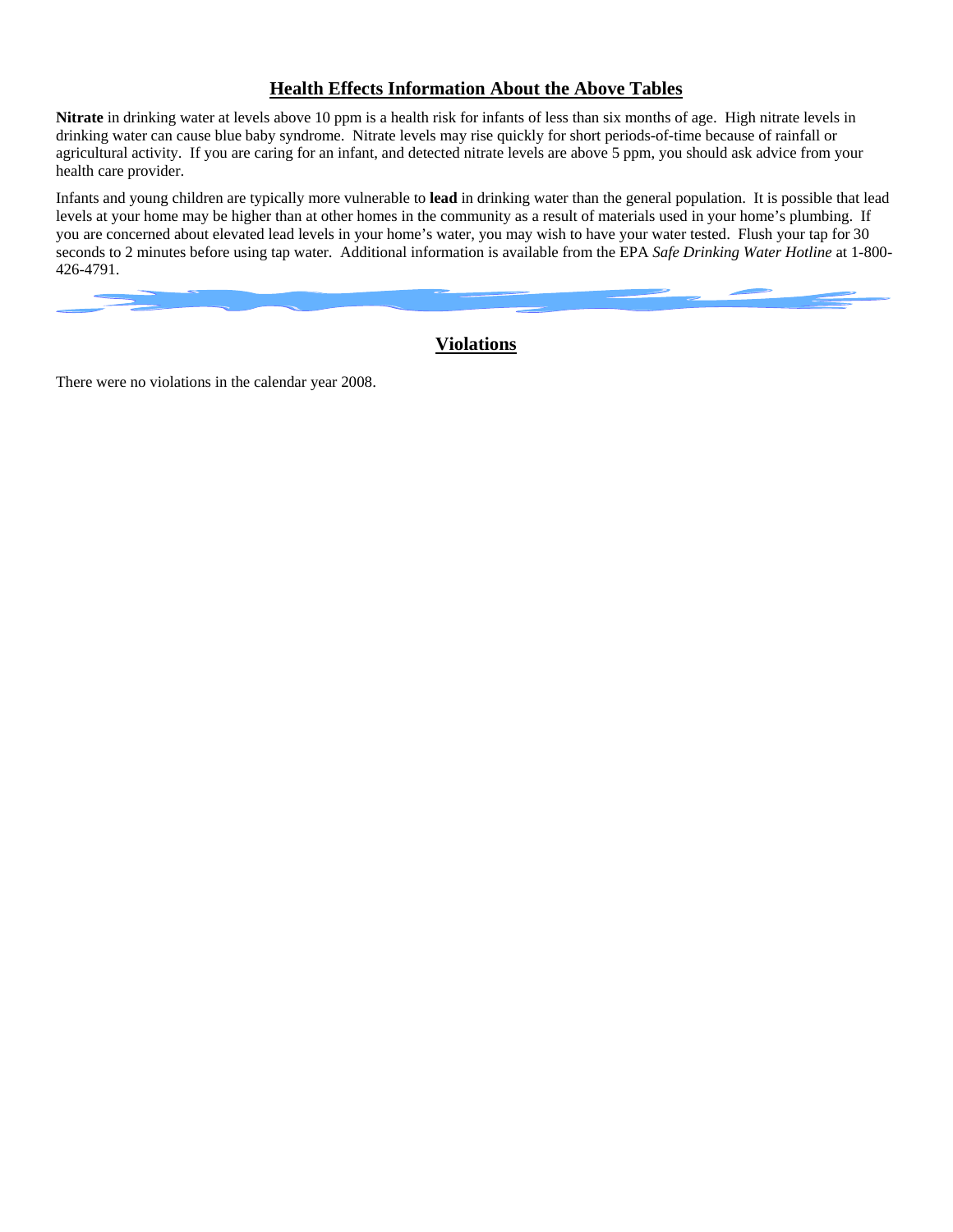## Health Effects Information About the Above Tables

**Nitrate** in drinking water at levels above 10 ppm is a health risk for infants of less than six months of age. High nitrate levels in drinking water can cause blue baby syndrome. Nitrate levels may rise quickly for short periods-of-time because of rainfall or agricultural activity. If you are caring for an infant, and detected nitrate levels are above 5 ppm, you should ask advice from your health care provider.

Infants and young children are typically more vulnerable to **lead** in drinking water than the general population. It is possible that lead levels at your home may be higher than at other homes in the community as a result of materials used in your home's plumbing. If you are concerned about elevated lead levels in your home's water, you may wish to have your water tested. Flush your tap for 30 seconds to 2 minutes before using tap water. Additional information is available from the EPA *Safe Drinking Water Hotline* at 1-800-426-4791.

## Violations

There were no violations in the calendar year 2008.